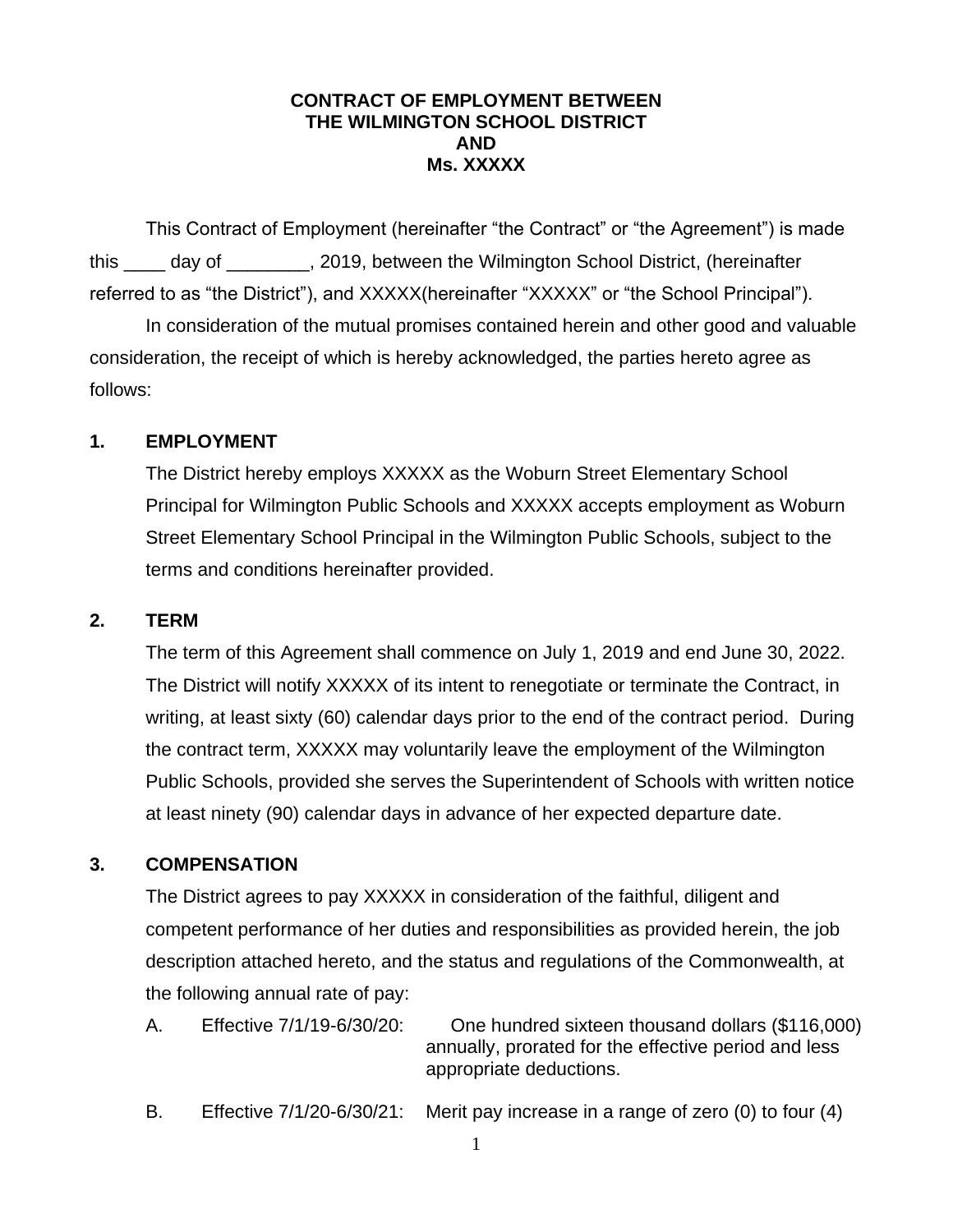**CONTRACT OF EMPLOYMENT BETWEEN**
**THE WILMINGTON SCHOOL DISTRICT**
**AND**
**Ms. XXXXX**

This Contract of Employment (hereinafter “the Contract” or “the Agreement”) is made this ____ day of ________, 2019, between the Wilmington School District, (hereinafter referred to as “the District”), and XXXXX(hereinafter “XXXXX” or “the School Principal”).

In consideration of the mutual promises contained herein and other good and valuable consideration, the receipt of which is hereby acknowledged, the parties hereto agree as follows:

## 1. EMPLOYMENT

The District hereby employs XXXXX as the Woburn Street Elementary School Principal for Wilmington Public Schools and XXXXX accepts employment as Woburn Street Elementary School Principal in the Wilmington Public Schools, subject to the terms and conditions hereinafter provided.

## 2. TERM

The term of this Agreement shall commence on July 1, 2019 and end June 30, 2022. The District will notify XXXXX of its intent to renegotiate or terminate the Contract, in writing, at least sixty (60) calendar days prior to the end of the contract period. During the contract term, XXXXX may voluntarily leave the employment of the Wilmington Public Schools, provided she serves the Superintendent of Schools with written notice at least ninety (90) calendar days in advance of her expected departure date.

## 3. COMPENSATION

The District agrees to pay XXXXX in consideration of the faithful, diligent and competent performance of her duties and responsibilities as provided herein, the job description attached hereto, and the status and regulations of the Commonwealth, at the following annual rate of pay:

A. Effective 7/1/19-6/30/20: One hundred sixteen thousand dollars ($116,000) annually, prorated for the effective period and less appropriate deductions.

B. Effective 7/1/20-6/30/21: Merit pay increase in a range of zero (0) to four (4)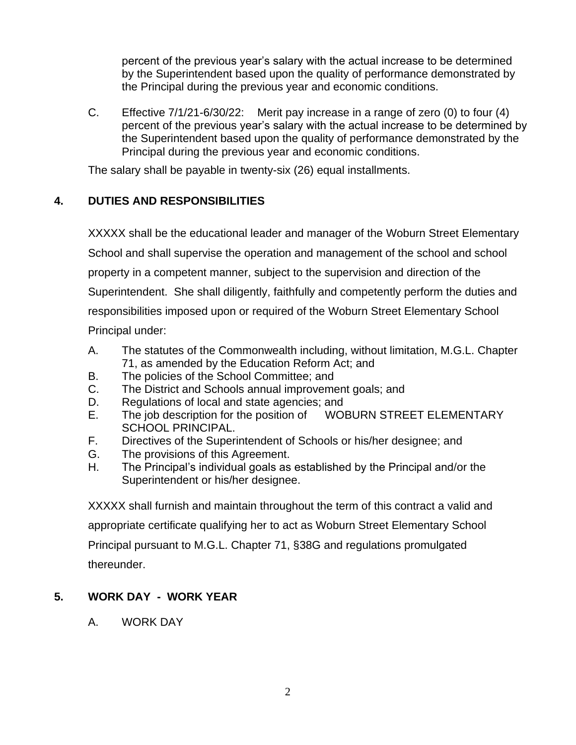percent of the previous year's salary with the actual increase to be determined by the Superintendent based upon the quality of performance demonstrated by the Principal during the previous year and economic conditions.

C. Effective 7/1/21-6/30/22: Merit pay increase in a range of zero (0) to four (4) percent of the previous year's salary with the actual increase to be determined by the Superintendent based upon the quality of performance demonstrated by the Principal during the previous year and economic conditions.

The salary shall be payable in twenty-six (26) equal installments.

## 4. DUTIES AND RESPONSIBILITIES

XXXXX shall be the educational leader and manager of the Woburn Street Elementary School and shall supervise the operation and management of the school and school property in a competent manner, subject to the supervision and direction of the Superintendent. She shall diligently, faithfully and competently perform the duties and responsibilities imposed upon or required of the Woburn Street Elementary School Principal under:

A. The statutes of the Commonwealth including, without limitation, M.G.L. Chapter 71, as amended by the Education Reform Act; and
B. The policies of the School Committee; and
C. The District and Schools annual improvement goals; and
D. Regulations of local and state agencies; and
E. The job description for the position of WOBURN STREET ELEMENTARY SCHOOL PRINCIPAL.
F. Directives of the Superintendent of Schools or his/her designee; and
G. The provisions of this Agreement.
H. The Principal's individual goals as established by the Principal and/or the Superintendent or his/her designee.

XXXXX shall furnish and maintain throughout the term of this contract a valid and appropriate certificate qualifying her to act as Woburn Street Elementary School Principal pursuant to M.G.L. Chapter 71, §38G and regulations promulgated thereunder.

## 5. WORK DAY - WORK YEAR

A. WORK DAY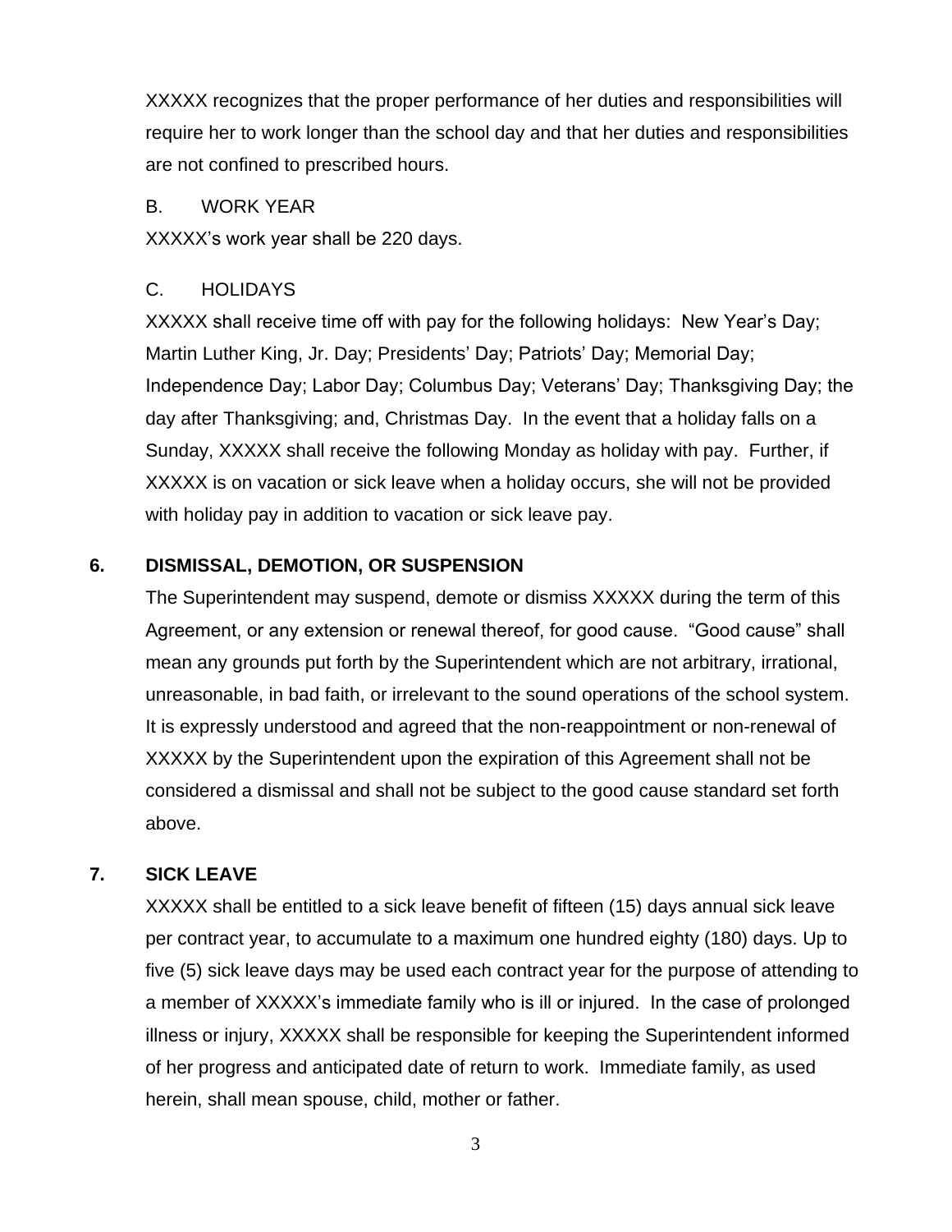XXXXX recognizes that the proper performance of her duties and responsibilities will require her to work longer than the school day and that her duties and responsibilities are not confined to prescribed hours.

B. WORK YEAR

XXXXX's work year shall be 220 days.

C. HOLIDAYS

XXXXX shall receive time off with pay for the following holidays: New Year's Day; Martin Luther King, Jr. Day; Presidents' Day; Patriots' Day; Memorial Day; Independence Day; Labor Day; Columbus Day; Veterans' Day; Thanksgiving Day; the day after Thanksgiving; and, Christmas Day. In the event that a holiday falls on a Sunday, XXXXX shall receive the following Monday as holiday with pay. Further, if XXXXX is on vacation or sick leave when a holiday occurs, she will not be provided with holiday pay in addition to vacation or sick leave pay.

## 6. DISMISSAL, DEMOTION, OR SUSPENSION

The Superintendent may suspend, demote or dismiss XXXXX during the term of this Agreement, or any extension or renewal thereof, for good cause. "Good cause" shall mean any grounds put forth by the Superintendent which are not arbitrary, irrational, unreasonable, in bad faith, or irrelevant to the sound operations of the school system. It is expressly understood and agreed that the non-reappointment or non-renewal of XXXXX by the Superintendent upon the expiration of this Agreement shall not be considered a dismissal and shall not be subject to the good cause standard set forth above.

## 7. SICK LEAVE

XXXXX shall be entitled to a sick leave benefit of fifteen (15) days annual sick leave per contract year, to accumulate to a maximum one hundred eighty (180) days. Up to five (5) sick leave days may be used each contract year for the purpose of attending to a member of XXXXX's immediate family who is ill or injured. In the case of prolonged illness or injury, XXXXX shall be responsible for keeping the Superintendent informed of her progress and anticipated date of return to work. Immediate family, as used herein, shall mean spouse, child, mother or father.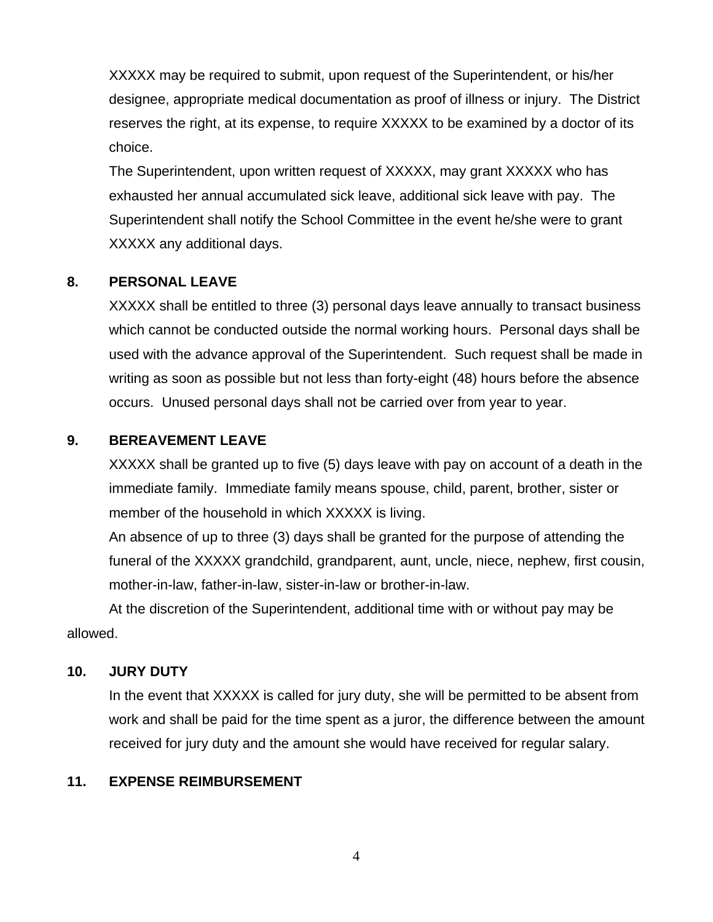XXXXX may be required to submit, upon request of the Superintendent, or his/her designee, appropriate medical documentation as proof of illness or injury. The District reserves the right, at its expense, to require XXXXX to be examined by a doctor of its choice.

The Superintendent, upon written request of XXXXX, may grant XXXXX who has exhausted her annual accumulated sick leave, additional sick leave with pay. The Superintendent shall notify the School Committee in the event he/she were to grant XXXXX any additional days.

## 8. PERSONAL LEAVE

XXXXX shall be entitled to three (3) personal days leave annually to transact business which cannot be conducted outside the normal working hours. Personal days shall be used with the advance approval of the Superintendent. Such request shall be made in writing as soon as possible but not less than forty-eight (48) hours before the absence occurs. Unused personal days shall not be carried over from year to year.

## 9. BEREAVEMENT LEAVE

XXXXX shall be granted up to five (5) days leave with pay on account of a death in the immediate family. Immediate family means spouse, child, parent, brother, sister or member of the household in which XXXXX is living.

An absence of up to three (3) days shall be granted for the purpose of attending the funeral of the XXXXX grandchild, grandparent, aunt, uncle, niece, nephew, first cousin, mother-in-law, father-in-law, sister-in-law or brother-in-law.

At the discretion of the Superintendent, additional time with or without pay may be allowed.

## 10. JURY DUTY

In the event that XXXXX is called for jury duty, she will be permitted to be absent from work and shall be paid for the time spent as a juror, the difference between the amount received for jury duty and the amount she would have received for regular salary.

## 11. EXPENSE REIMBURSEMENT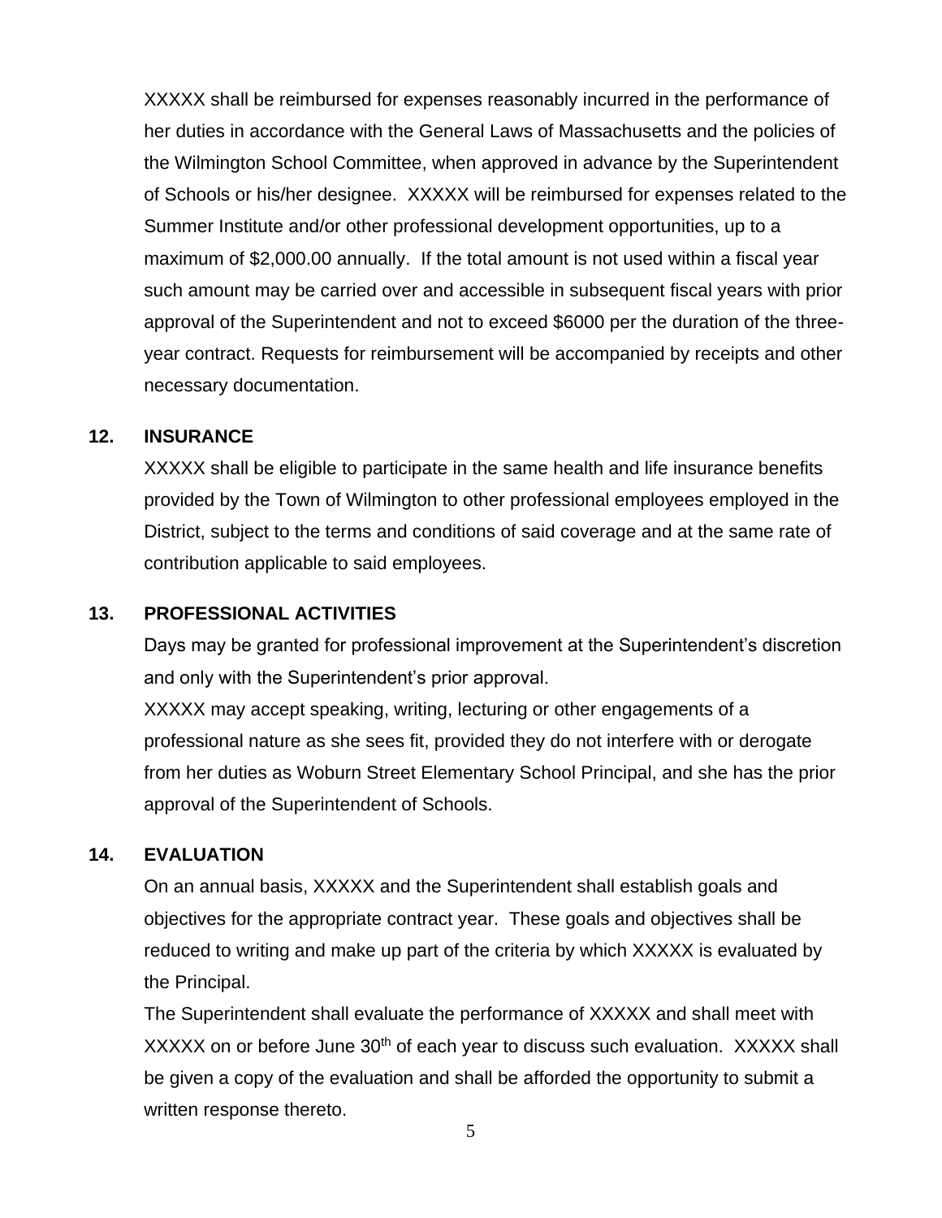XXXXX shall be reimbursed for expenses reasonably incurred in the performance of her duties in accordance with the General Laws of Massachusetts and the policies of the Wilmington School Committee, when approved in advance by the Superintendent of Schools or his/her designee. XXXXX will be reimbursed for expenses related to the Summer Institute and/or other professional development opportunities, up to a maximum of $2,000.00 annually. If the total amount is not used within a fiscal year such amount may be carried over and accessible in subsequent fiscal years with prior approval of the Superintendent and not to exceed $6000 per the duration of the three-year contract. Requests for reimbursement will be accompanied by receipts and other necessary documentation.

**12. INSURANCE**

XXXXX shall be eligible to participate in the same health and life insurance benefits provided by the Town of Wilmington to other professional employees employed in the District, subject to the terms and conditions of said coverage and at the same rate of contribution applicable to said employees.

**13. PROFESSIONAL ACTIVITIES**

Days may be granted for professional improvement at the Superintendent's discretion and only with the Superintendent's prior approval.

XXXXX may accept speaking, writing, lecturing or other engagements of a professional nature as she sees fit, provided they do not interfere with or derogate from her duties as Woburn Street Elementary School Principal, and she has the prior approval of the Superintendent of Schools.

**14. EVALUATION**

On an annual basis, XXXXX and the Superintendent shall establish goals and objectives for the appropriate contract year. These goals and objectives shall be reduced to writing and make up part of the criteria by which XXXXX is evaluated by the Principal.

The Superintendent shall evaluate the performance of XXXXX and shall meet with XXXXX on or before June 30th of each year to discuss such evaluation. XXXXX shall be given a copy of the evaluation and shall be afforded the opportunity to submit a written response thereto.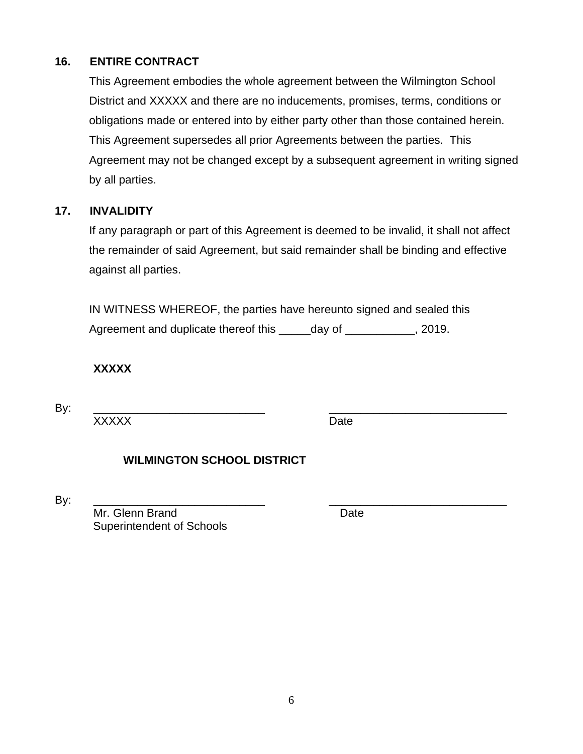**16. ENTIRE CONTRACT**

This Agreement embodies the whole agreement between the Wilmington School District and XXXXX and there are no inducements, promises, terms, conditions or obligations made or entered into by either party other than those contained herein. This Agreement supersedes all prior Agreements between the parties. This Agreement may not be changed except by a subsequent agreement in writing signed by all parties.

**17. INVALIDITY**

If any paragraph or part of this Agreement is deemed to be invalid, it shall not affect the remainder of said Agreement, but said remainder shall be binding and effective against all parties.

IN WITNESS WHEREOF, the parties have hereunto signed and sealed this Agreement and duplicate thereof this _____day of ___________, 2019.

**XXXXX**

By: ___________________________ ____________________________
XXXXX Date

**WILMINGTON SCHOOL DISTRICT**

By: ___________________________ ____________________________
Mr. Glenn Brand Date
Superintendent of Schools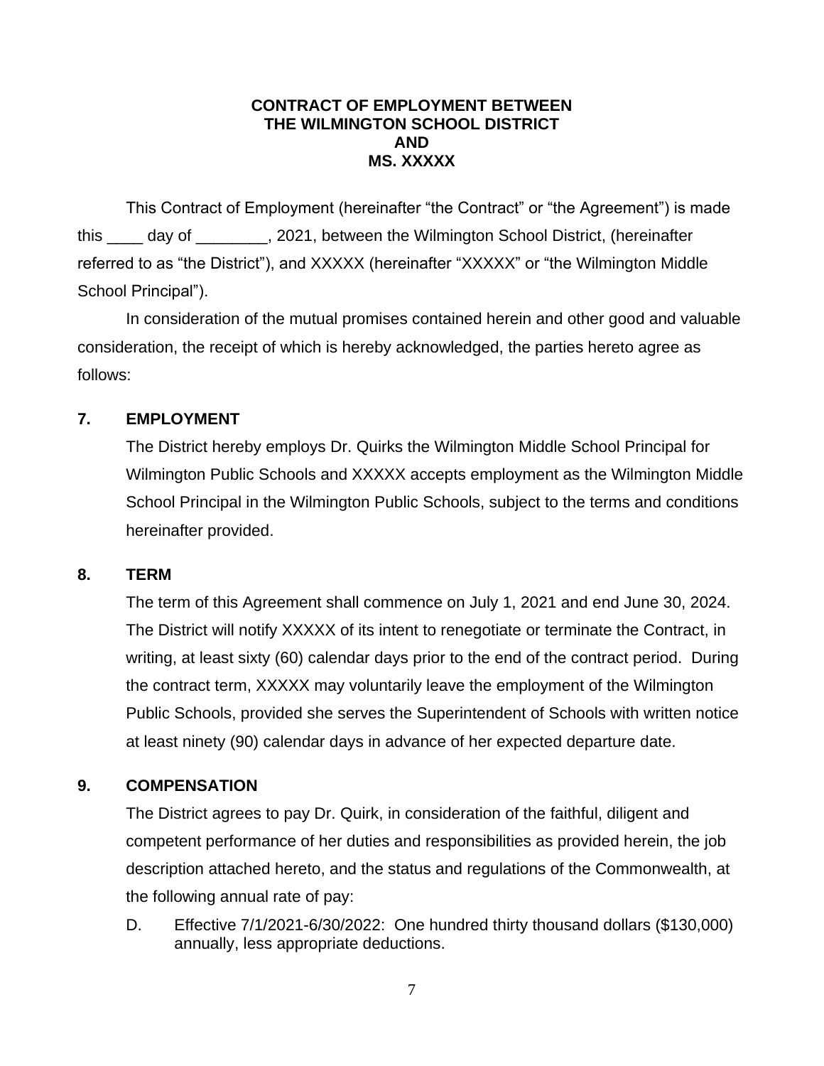**CONTRACT OF EMPLOYMENT BETWEEN**
**THE WILMINGTON SCHOOL DISTRICT**
**AND**
**MS. XXXXX**

This Contract of Employment (hereinafter “the Contract” or “the Agreement”) is made this ____ day of ________, 2021, between the Wilmington School District, (hereinafter referred to as “the District”), and XXXXX (hereinafter “XXXXX” or “the Wilmington Middle School Principal”).

In consideration of the mutual promises contained herein and other good and valuable consideration, the receipt of which is hereby acknowledged, the parties hereto agree as follows:

## 7. EMPLOYMENT

The District hereby employs Dr. Quirks the Wilmington Middle School Principal for Wilmington Public Schools and XXXXX accepts employment as the Wilmington Middle School Principal in the Wilmington Public Schools, subject to the terms and conditions hereinafter provided.

## 8. TERM

The term of this Agreement shall commence on July 1, 2021 and end June 30, 2024. The District will notify XXXXX of its intent to renegotiate or terminate the Contract, in writing, at least sixty (60) calendar days prior to the end of the contract period. During the contract term, XXXXX may voluntarily leave the employment of the Wilmington Public Schools, provided she serves the Superintendent of Schools with written notice at least ninety (90) calendar days in advance of her expected departure date.

## 9. COMPENSATION

The District agrees to pay Dr. Quirk, in consideration of the faithful, diligent and competent performance of her duties and responsibilities as provided herein, the job description attached hereto, and the status and regulations of the Commonwealth, at the following annual rate of pay:

D. Effective 7/1/2021-6/30/2022: One hundred thirty thousand dollars ($130,000) annually, less appropriate deductions.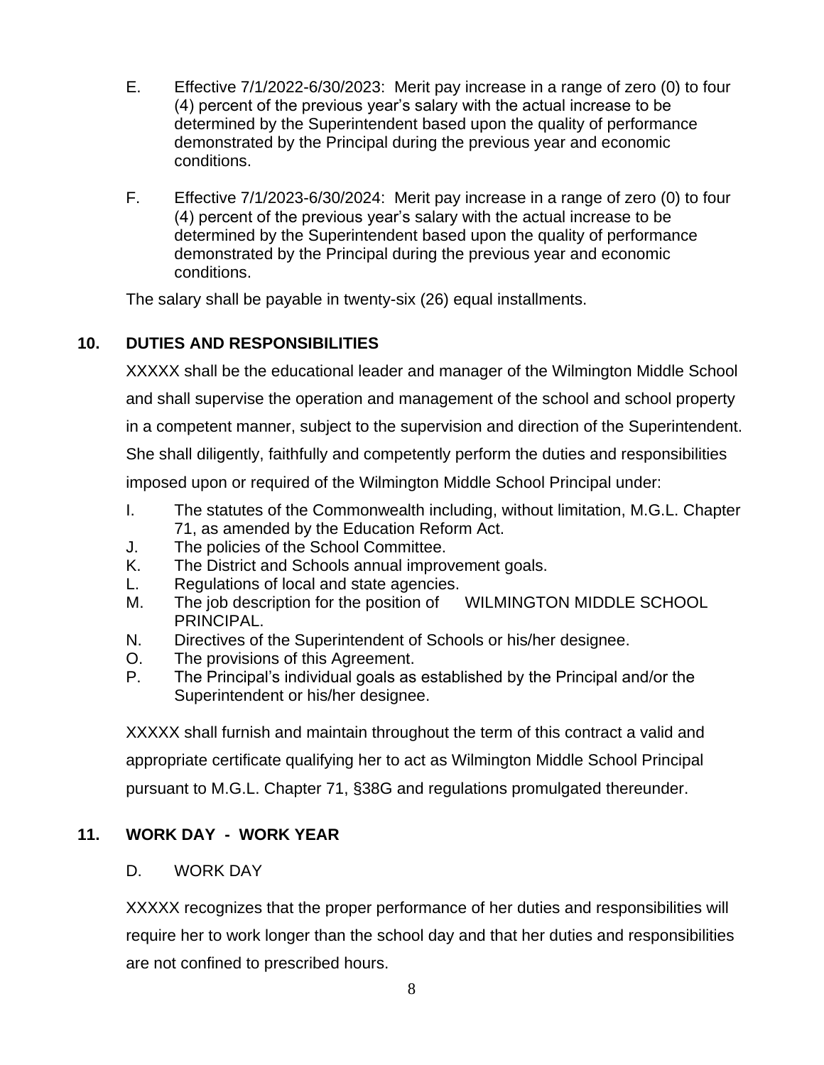E. Effective 7/1/2022-6/30/2023: Merit pay increase in a range of zero (0) to four (4) percent of the previous year's salary with the actual increase to be determined by the Superintendent based upon the quality of performance demonstrated by the Principal during the previous year and economic conditions.

F. Effective 7/1/2023-6/30/2024: Merit pay increase in a range of zero (0) to four (4) percent of the previous year's salary with the actual increase to be determined by the Superintendent based upon the quality of performance demonstrated by the Principal during the previous year and economic conditions.

The salary shall be payable in twenty-six (26) equal installments.

## 10. DUTIES AND RESPONSIBILITIES

XXXXX shall be the educational leader and manager of the Wilmington Middle School and shall supervise the operation and management of the school and school property in a competent manner, subject to the supervision and direction of the Superintendent. She shall diligently, faithfully and competently perform the duties and responsibilities imposed upon or required of the Wilmington Middle School Principal under:

I. The statutes of the Commonwealth including, without limitation, M.G.L. Chapter 71, as amended by the Education Reform Act.
J. The policies of the School Committee.
K. The District and Schools annual improvement goals.
L. Regulations of local and state agencies.
M. The job description for the position of WILMINGTON MIDDLE SCHOOL PRINCIPAL.
N. Directives of the Superintendent of Schools or his/her designee.
O. The provisions of this Agreement.
P. The Principal's individual goals as established by the Principal and/or the Superintendent or his/her designee.

XXXXX shall furnish and maintain throughout the term of this contract a valid and appropriate certificate qualifying her to act as Wilmington Middle School Principal pursuant to M.G.L. Chapter 71, §38G and regulations promulgated thereunder.

## 11. WORK DAY - WORK YEAR

D. WORK DAY

XXXXX recognizes that the proper performance of her duties and responsibilities will require her to work longer than the school day and that her duties and responsibilities are not confined to prescribed hours.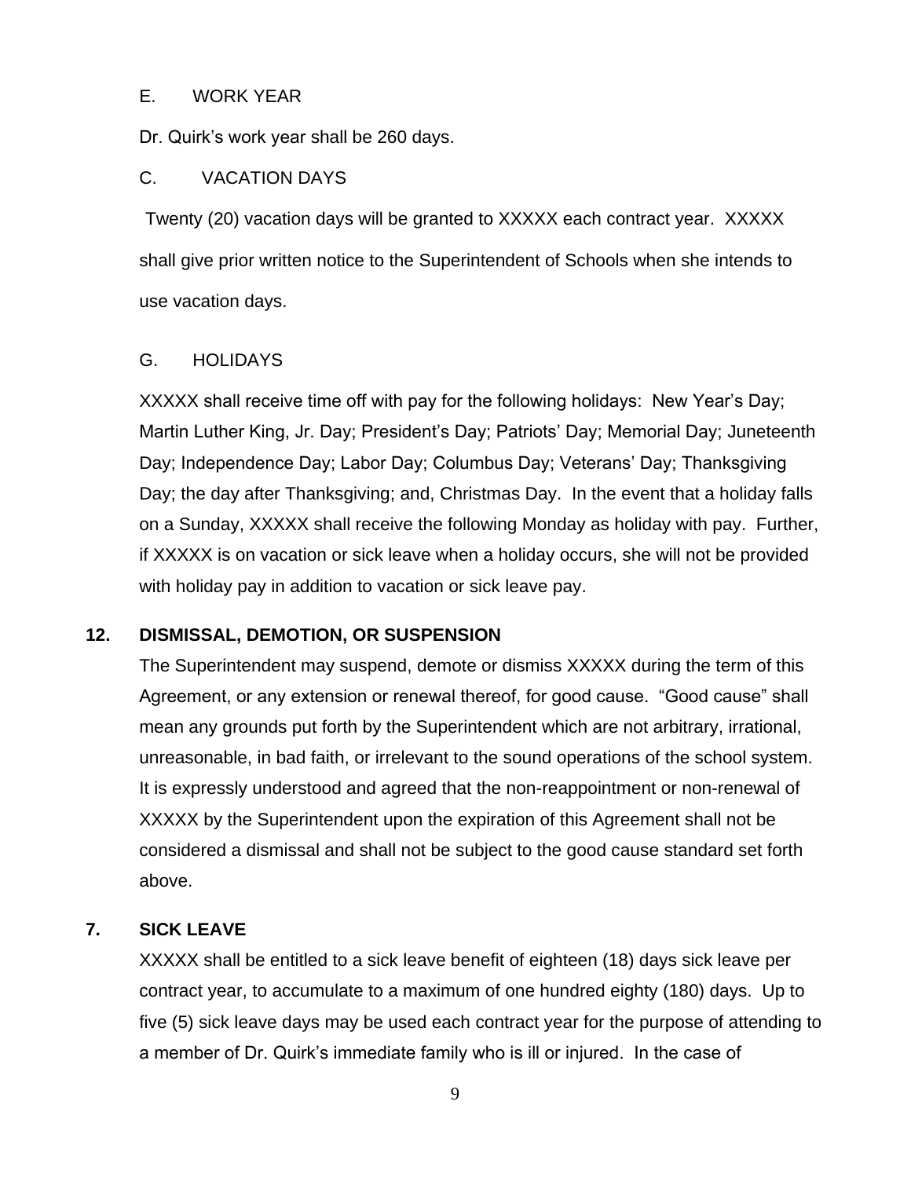E. WORK YEAR

Dr. Quirk's work year shall be 260 days.

C. VACATION DAYS

Twenty (20) vacation days will be granted to XXXXX each contract year. XXXXX shall give prior written notice to the Superintendent of Schools when she intends to use vacation days.

G. HOLIDAYS

XXXXX shall receive time off with pay for the following holidays: New Year's Day; Martin Luther King, Jr. Day; President's Day; Patriots' Day; Memorial Day; Juneteenth Day; Independence Day; Labor Day; Columbus Day; Veterans' Day; Thanksgiving Day; the day after Thanksgiving; and, Christmas Day. In the event that a holiday falls on a Sunday, XXXXX shall receive the following Monday as holiday with pay. Further, if XXXXX is on vacation or sick leave when a holiday occurs, she will not be provided with holiday pay in addition to vacation or sick leave pay.

**12. DISMISSAL, DEMOTION, OR SUSPENSION**

The Superintendent may suspend, demote or dismiss XXXXX during the term of this Agreement, or any extension or renewal thereof, for good cause. "Good cause" shall mean any grounds put forth by the Superintendent which are not arbitrary, irrational, unreasonable, in bad faith, or irrelevant to the sound operations of the school system. It is expressly understood and agreed that the non-reappointment or non-renewal of XXXXX by the Superintendent upon the expiration of this Agreement shall not be considered a dismissal and shall not be subject to the good cause standard set forth above.

**7. SICK LEAVE**

XXXXX shall be entitled to a sick leave benefit of eighteen (18) days sick leave per contract year, to accumulate to a maximum of one hundred eighty (180) days. Up to five (5) sick leave days may be used each contract year for the purpose of attending to a member of Dr. Quirk's immediate family who is ill or injured. In the case of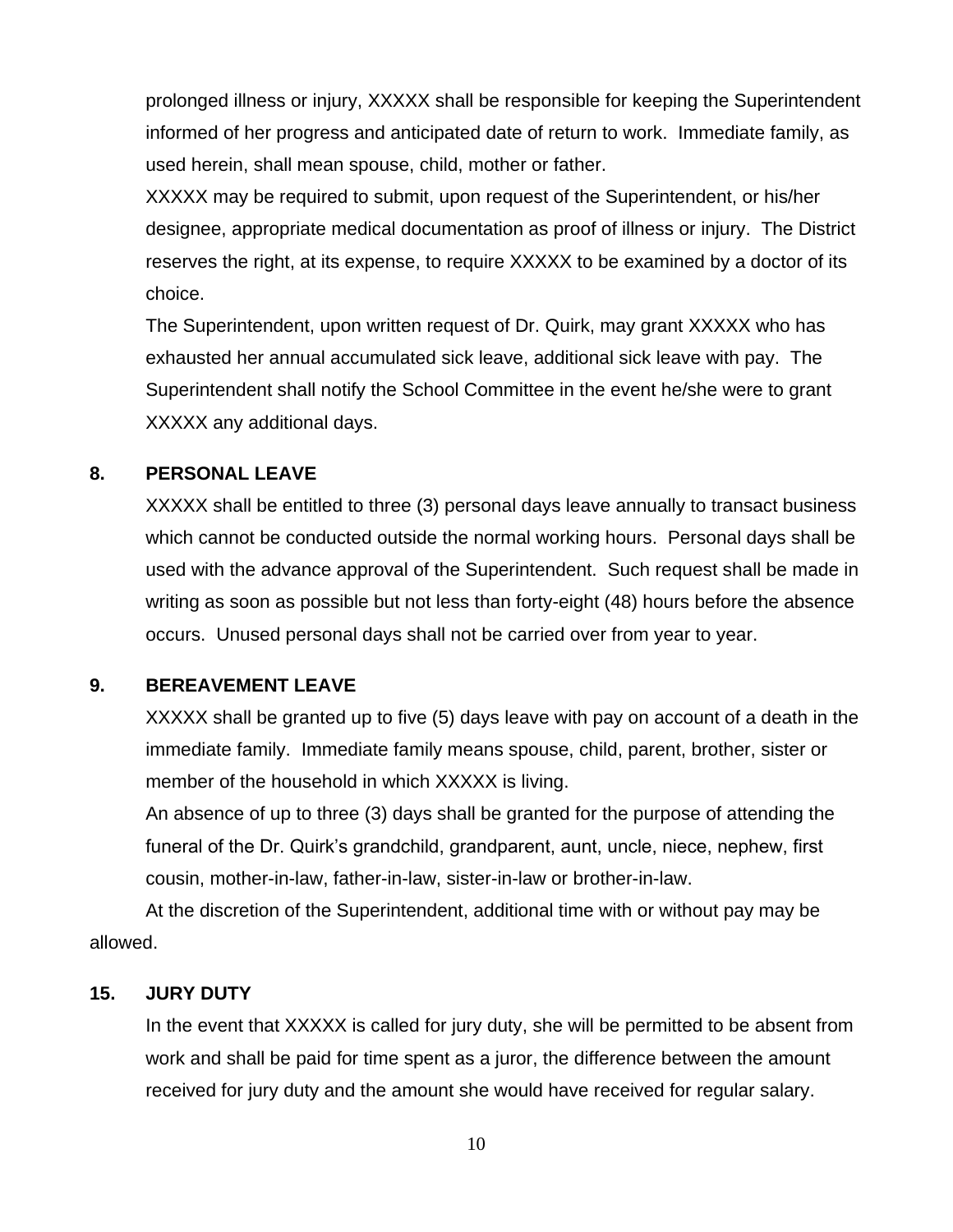prolonged illness or injury, XXXXX shall be responsible for keeping the Superintendent informed of her progress and anticipated date of return to work. Immediate family, as used herein, shall mean spouse, child, mother or father.

XXXXX may be required to submit, upon request of the Superintendent, or his/her designee, appropriate medical documentation as proof of illness or injury. The District reserves the right, at its expense, to require XXXXX to be examined by a doctor of its choice.

The Superintendent, upon written request of Dr. Quirk, may grant XXXXX who has exhausted her annual accumulated sick leave, additional sick leave with pay. The Superintendent shall notify the School Committee in the event he/she were to grant XXXXX any additional days.

**8. PERSONAL LEAVE**

XXXXX shall be entitled to three (3) personal days leave annually to transact business which cannot be conducted outside the normal working hours. Personal days shall be used with the advance approval of the Superintendent. Such request shall be made in writing as soon as possible but not less than forty-eight (48) hours before the absence occurs. Unused personal days shall not be carried over from year to year.

**9. BEREAVEMENT LEAVE**

XXXXX shall be granted up to five (5) days leave with pay on account of a death in the immediate family. Immediate family means spouse, child, parent, brother, sister or member of the household in which XXXXX is living.

An absence of up to three (3) days shall be granted for the purpose of attending the funeral of the Dr. Quirk's grandchild, grandparent, aunt, uncle, niece, nephew, first cousin, mother-in-law, father-in-law, sister-in-law or brother-in-law.

At the discretion of the Superintendent, additional time with or without pay may be allowed.

**15. JURY DUTY**

In the event that XXXXX is called for jury duty, she will be permitted to be absent from work and shall be paid for time spent as a juror, the difference between the amount received for jury duty and the amount she would have received for regular salary.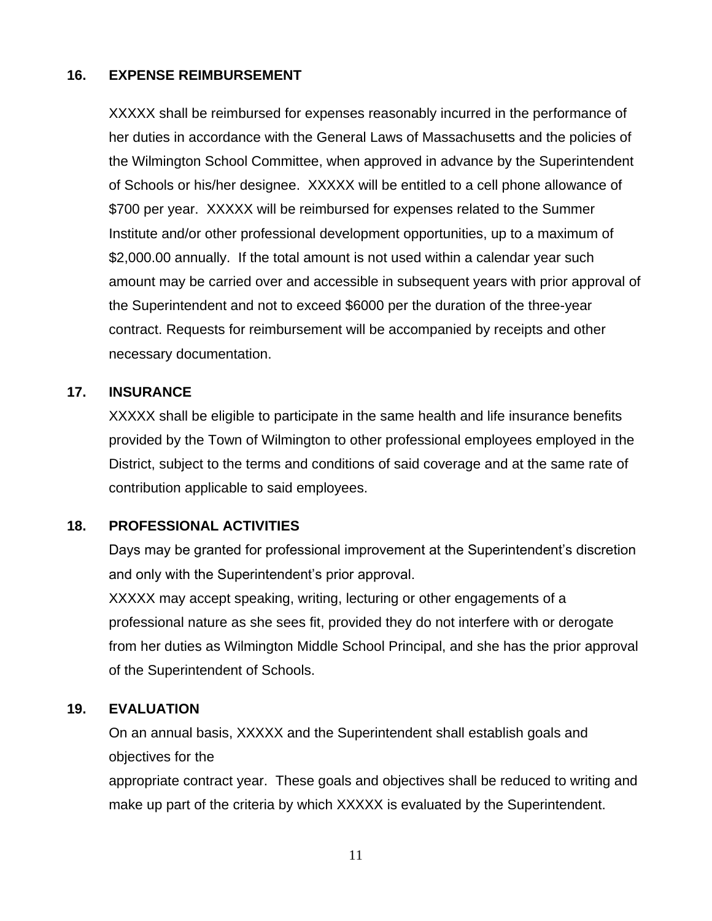## 16. EXPENSE REIMBURSEMENT

XXXXX shall be reimbursed for expenses reasonably incurred in the performance of her duties in accordance with the General Laws of Massachusetts and the policies of the Wilmington School Committee, when approved in advance by the Superintendent of Schools or his/her designee. XXXXX will be entitled to a cell phone allowance of $700 per year. XXXXX will be reimbursed for expenses related to the Summer Institute and/or other professional development opportunities, up to a maximum of $2,000.00 annually. If the total amount is not used within a calendar year such amount may be carried over and accessible in subsequent years with prior approval of the Superintendent and not to exceed $6000 per the duration of the three-year contract. Requests for reimbursement will be accompanied by receipts and other necessary documentation.

## 17. INSURANCE

XXXXX shall be eligible to participate in the same health and life insurance benefits provided by the Town of Wilmington to other professional employees employed in the District, subject to the terms and conditions of said coverage and at the same rate of contribution applicable to said employees.

## 18. PROFESSIONAL ACTIVITIES

Days may be granted for professional improvement at the Superintendent's discretion and only with the Superintendent's prior approval.

XXXXX may accept speaking, writing, lecturing or other engagements of a professional nature as she sees fit, provided they do not interfere with or derogate from her duties as Wilmington Middle School Principal, and she has the prior approval of the Superintendent of Schools.

## 19. EVALUATION

On an annual basis, XXXXX and the Superintendent shall establish goals and objectives for the

appropriate contract year. These goals and objectives shall be reduced to writing and make up part of the criteria by which XXXXX is evaluated by the Superintendent.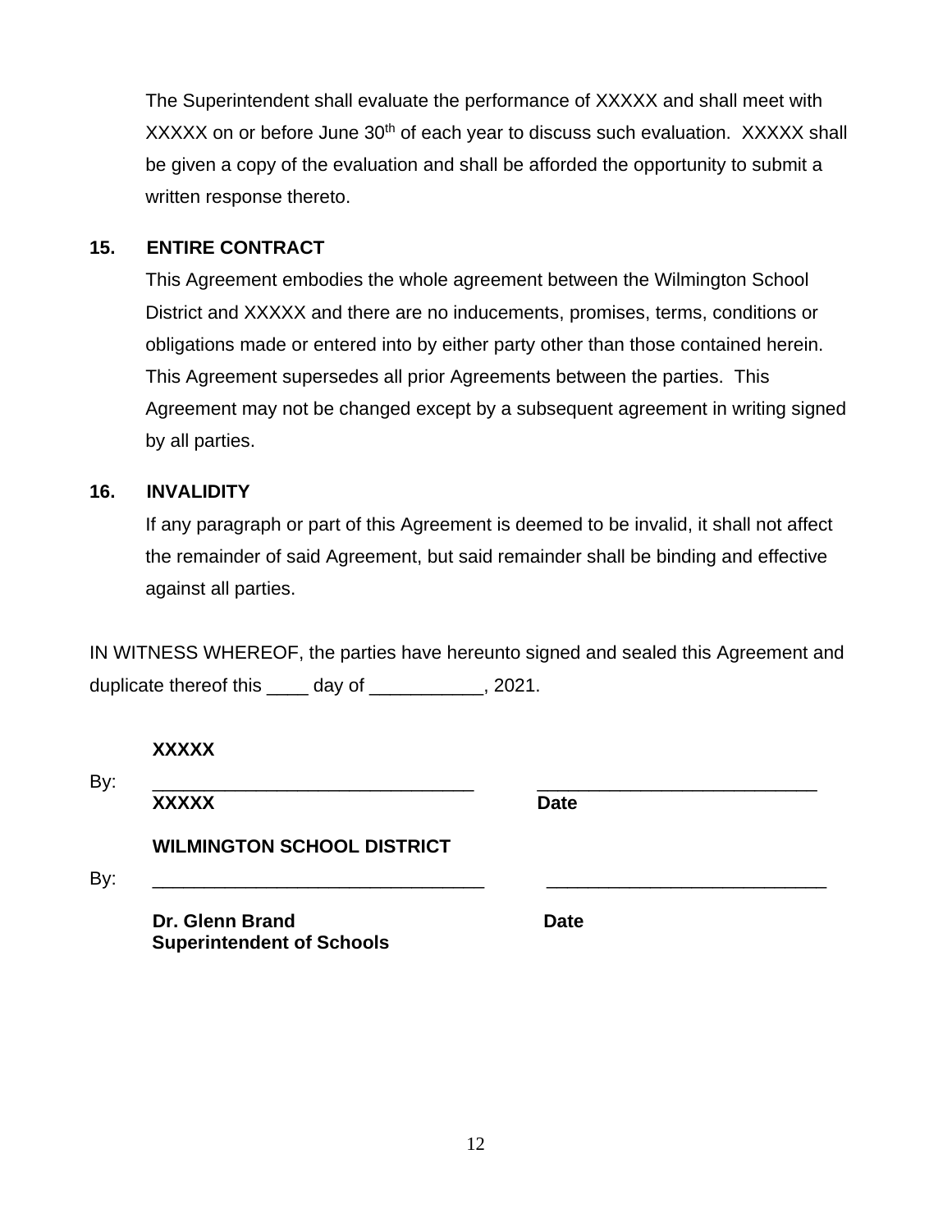The Superintendent shall evaluate the performance of XXXXX and shall meet with XXXXX on or before June 30th of each year to discuss such evaluation. XXXXX shall be given a copy of the evaluation and shall be afforded the opportunity to submit a written response thereto.

**15. ENTIRE CONTRACT**

This Agreement embodies the whole agreement between the Wilmington School District and XXXXX and there are no inducements, promises, terms, conditions or obligations made or entered into by either party other than those contained herein. This Agreement supersedes all prior Agreements between the parties. This Agreement may not be changed except by a subsequent agreement in writing signed by all parties.

**16. INVALIDITY**

If any paragraph or part of this Agreement is deemed to be invalid, it shall not affect the remainder of said Agreement, but said remainder shall be binding and effective against all parties.

IN WITNESS WHEREOF, the parties have hereunto signed and sealed this Agreement and duplicate thereof this ____ day of ___________, 2021.

**XXXXX**

By: ________________________________ ____________________________

**XXXXX** **Date**

**WILMINGTON SCHOOL DISTRICT**

By: ________________________________ ____________________________

**Dr. Glenn Brand** **Date**
**Superintendent of Schools**